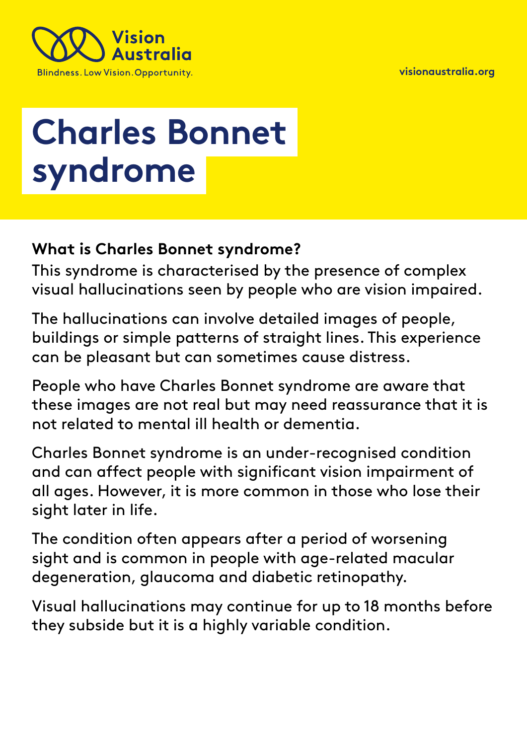Vision Australia

Blindness. Low Vision. Opportunity.

visionaustralia.org

# Charles Bonnet syndrome

**What is Charles Bonnet syndrome?**

This syndrome is characterised by the presence of complex visual hallucinations seen by people who are vision impaired.

The hallucinations can involve detailed images of people, buildings or simple patterns of straight lines. This experience can be pleasant but can sometimes cause distress.

People who have Charles Bonnet syndrome are aware that these images are not real but may need reassurance that it is not related to mental ill health or dementia.

Charles Bonnet syndrome is an under-recognised condition and can affect people with significant vision impairment of all ages. However, it is more common in those who lose their sight later in life.

The condition often appears after a period of worsening sight and is common in people with age-related macular degeneration, glaucoma and diabetic retinopathy.

Visual hallucinations may continue for up to 18 months before they subside but it is a highly variable condition.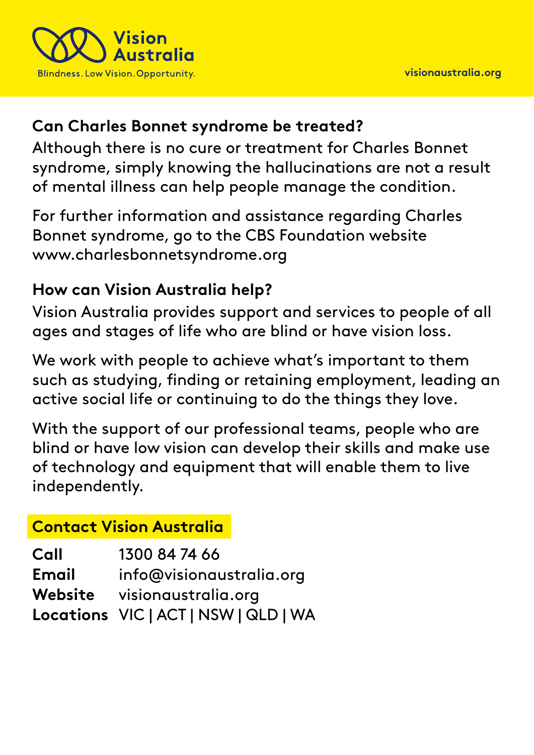## Can Charles Bonnet syndrome be treated?

Although there is no cure or treatment for Charles Bonnet syndrome, simply knowing the hallucinations are not a result of mental illness can help people manage the condition.

For further information and assistance regarding Charles Bonnet syndrome, go to the CBS Foundation website www.charlesbonnetsyndrome.org

## How can Vision Australia help?

Vision Australia provides support and services to people of all ages and stages of life who are blind or have vision loss.

We work with people to achieve what's important to them such as studying, finding or retaining employment, leading an active social life or continuing to do the things they love.

With the support of our professional teams, people who are blind or have low vision can develop their skills and make use of technology and equipment that will enable them to live independently.

## Contact Vision Australia

**Call** 1300 84 74 66
**Email** info@visionaustralia.org
**Website** visionaustralia.org
**Locations** VIC | ACT | NSW | QLD | WA